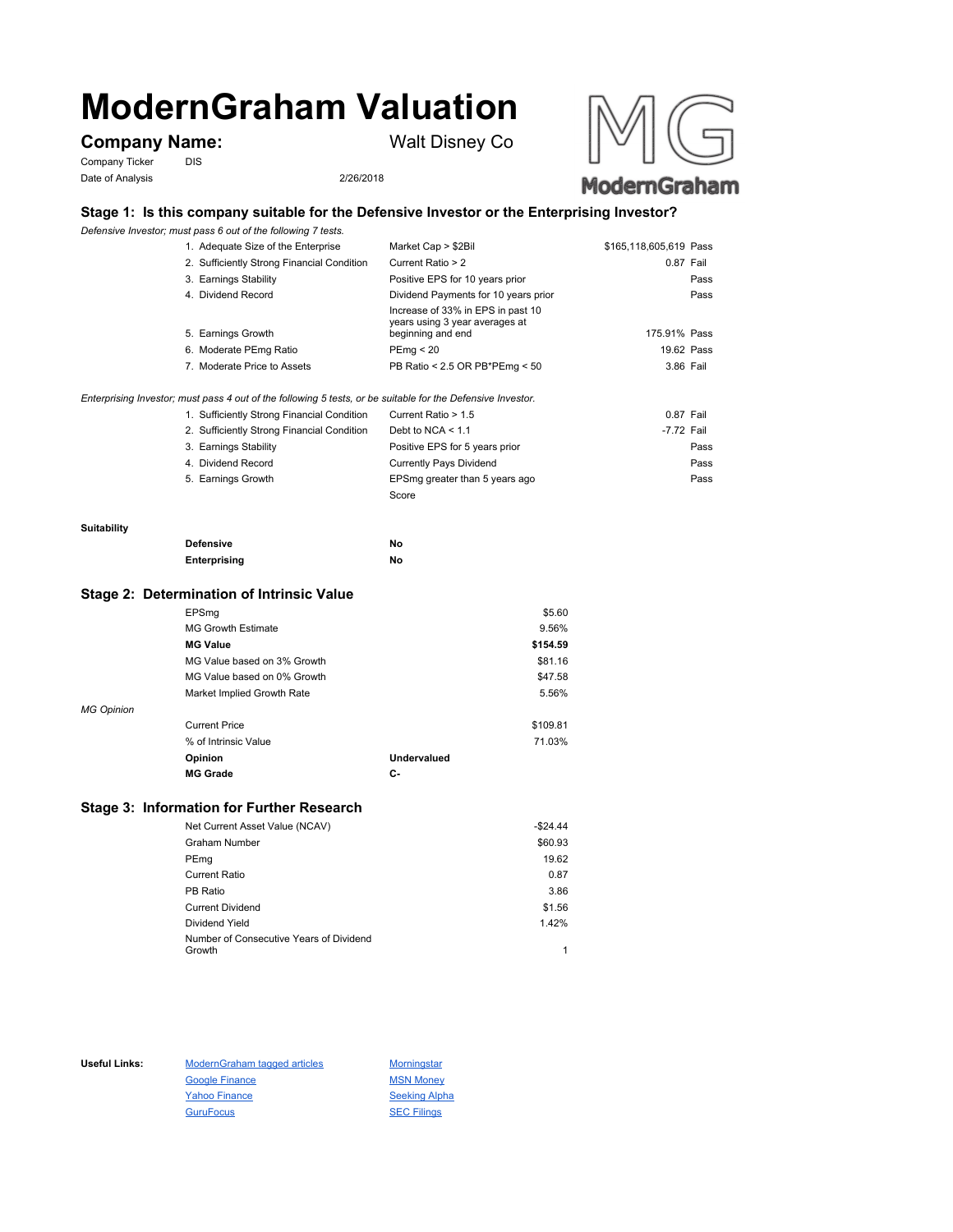# ModernGraham Valuation

## Company Name: Walt Disney Co

Company Ticker: DIS

Date of Analysis: 2/26/2018

### Stage 1: Is this company suitable for the Defensive Investor or the Enterprising Investor?

*Defensive Investor; must pass 6 out of the following 7 tests.*

| Test | Criterion | Value | Result |
|---|---|---|---|
| 1. Adequate Size of the Enterprise | Market Cap > $2Bil | $165,118,605,619 | Pass |
| 2. Sufficiently Strong Financial Condition | Current Ratio > 2 | 0.87 | Fail |
| 3. Earnings Stability | Positive EPS for 10 years prior | | Pass |
| 4. Dividend Record | Dividend Payments for 10 years prior | | Pass |
| 5. Earnings Growth | Increase of 33% in EPS in past 10 years using 3 year averages at beginning and end | 175.91% | Pass |
| 6. Moderate PEmg Ratio | PEmg < 20 | 19.62 | Pass |
| 7. Moderate Price to Assets | PB Ratio < 2.5 OR PB*PEmg < 50 | 3.86 | Fail |

*Enterprising Investor; must pass 4 out of the following 5 tests, or be suitable for the Defensive Investor.*

| Test | Criterion | Value | Result |
|---|---|---|---|
| 1. Sufficiently Strong Financial Condition | Current Ratio > 1.5 | 0.87 | Fail |
| 2. Sufficiently Strong Financial Condition | Debt to NCA < 1.1 | -7.72 | Fail |
| 3. Earnings Stability | Positive EPS for 5 years prior | | Pass |
| 4. Dividend Record | Currently Pays Dividend | | Pass |
| 5. Earnings Growth | EPSmg greater than 5 years ago | | Pass |
| | Score | | |

**Suitability**

| | |
|---|---|
| **Defensive** | **No** |
| **Enterprising** | **No** |

### Stage 2: Determination of Intrinsic Value

| | |
|---|---|
| EPSmg | $5.60 |
| MG Growth Estimate | 9.56% |
| **MG Value** | **$154.59** |
| MG Value based on 3% Growth | $81.16 |
| MG Value based on 0% Growth | $47.58 |
| Market Implied Growth Rate | 5.56% |

*MG Opinion*

| | |
|---|---|
| Current Price | $109.81 |
| % of Intrinsic Value | 71.03% |
| **Opinion** | **Undervalued** |
| **MG Grade** | **C-** |

### Stage 3: Information for Further Research

| | |
|---|---|
| Net Current Asset Value (NCAV) | -$24.44 |
| Graham Number | $60.93 |
| PEmg | 19.62 |
| Current Ratio | 0.87 |
| PB Ratio | 3.86 |
| Current Dividend | $1.56 |
| Dividend Yield | 1.42% |
| Number of Consecutive Years of Dividend Growth | 1 |

**Useful Links:**

- ModernGraham tagged articles
- Google Finance
- Yahoo Finance
- GuruFocus
- Morningstar
- MSN Money
- Seeking Alpha
- SEC Filings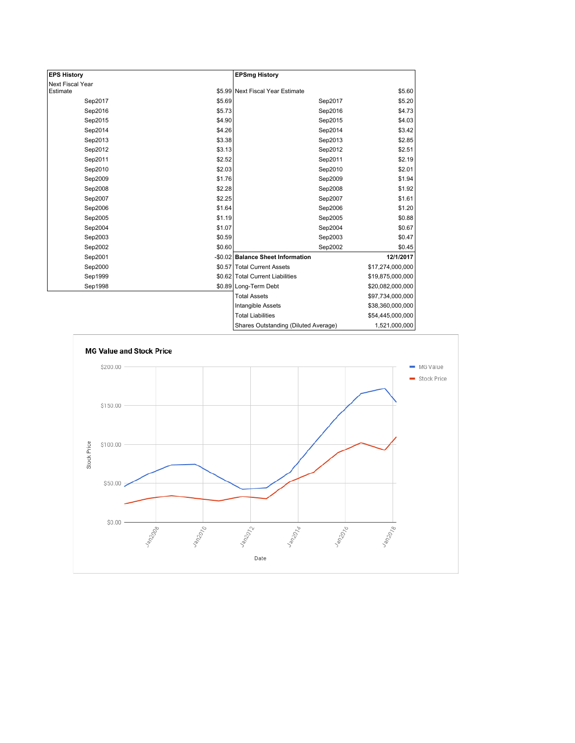| EPS History | |
|---|---|
| Next Fiscal Year Estimate | $5.99 |
| Sep2017 | $5.69 |
| Sep2016 | $5.73 |
| Sep2015 | $4.90 |
| Sep2014 | $4.26 |
| Sep2013 | $3.38 |
| Sep2012 | $3.13 |
| Sep2011 | $2.52 |
| Sep2010 | $2.03 |
| Sep2009 | $1.76 |
| Sep2008 | $2.28 |
| Sep2007 | $2.25 |
| Sep2006 | $1.64 |
| Sep2005 | $1.19 |
| Sep2004 | $1.07 |
| Sep2003 | $0.59 |
| Sep2002 | $0.60 |
| Sep2001 | -$0.02 |
| Sep2000 | $0.57 |
| Sep1999 | $0.62 |
| Sep1998 | $0.89 |

| EPSmg History | |
|---|---|
| Next Fiscal Year Estimate | $5.60 |
| Sep2017 | $5.20 |
| Sep2016 | $4.73 |
| Sep2015 | $4.03 |
| Sep2014 | $3.42 |
| Sep2013 | $2.85 |
| Sep2012 | $2.51 |
| Sep2011 | $2.19 |
| Sep2010 | $2.01 |
| Sep2009 | $1.94 |
| Sep2008 | $1.92 |
| Sep2007 | $1.61 |
| Sep2006 | $1.20 |
| Sep2005 | $0.88 |
| Sep2004 | $0.67 |
| Sep2003 | $0.47 |
| Sep2002 | $0.45 |

| Balance Sheet Information | 12/1/2017 |
|---|---|
| Total Current Assets | $17,274,000,000 |
| Total Current Liabilities | $19,875,000,000 |
| Long-Term Debt | $20,082,000,000 |
| Total Assets | $97,734,000,000 |
| Intangible Assets | $38,360,000,000 |
| Total Liabilities | $54,445,000,000 |
| Shares Outstanding (Diluted Average) | 1,521,000,000 |

## MG Value and Stock Price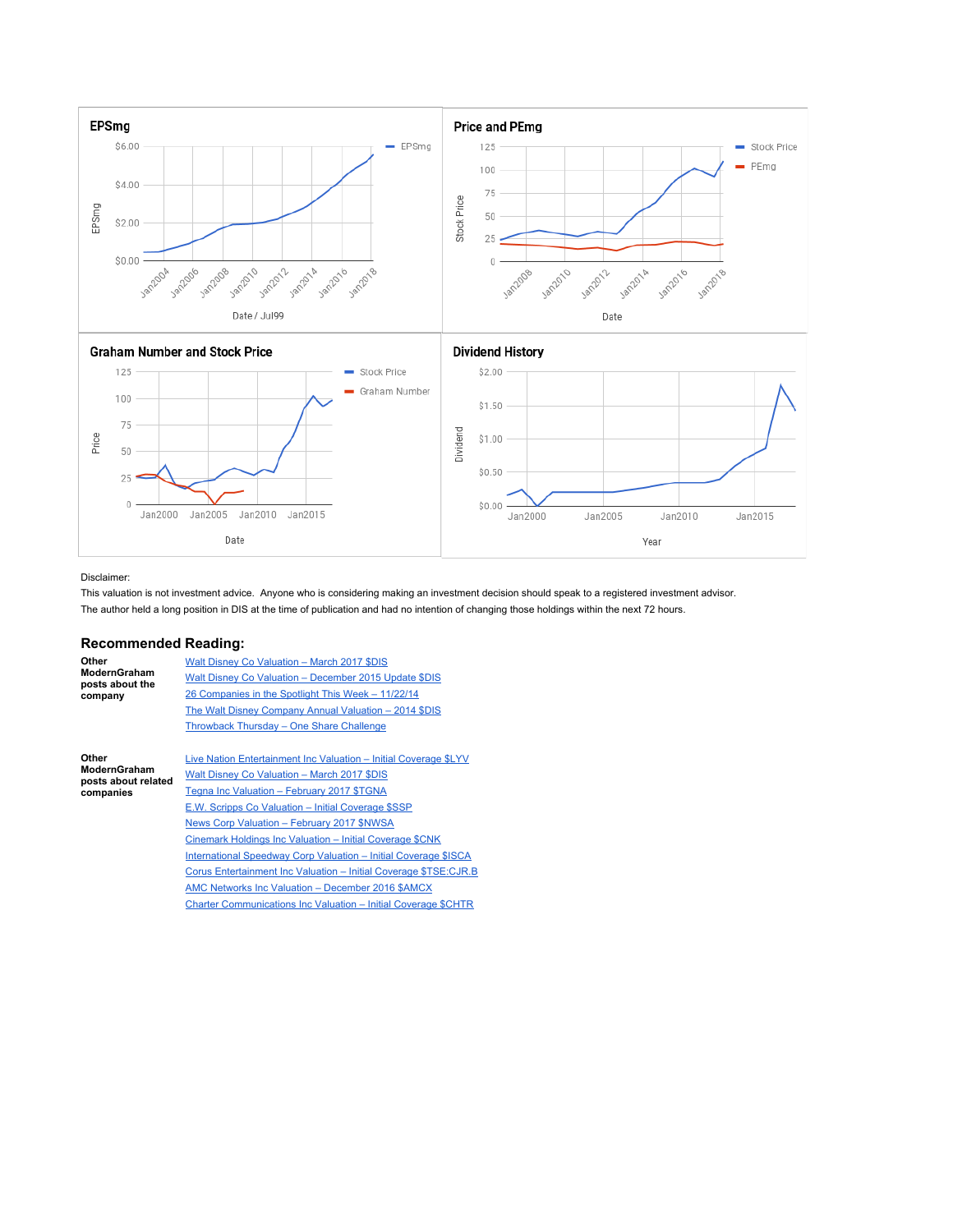## EPSmg

$6.00
$4.00
$2.00
$0.00

EPSmg

Jan2004 Jan2006 Jan2008 Jan2010 Jan2012 Jan2014 Jan2016 Jan2018

Date / Jul99

EPSmg

## Price and PEmg

125
100
75
50
25
0

Stock Price

Jan2008 Jan2010 Jan2012 Jan2014 Jan2016 Jan2018

Date

Stock Price
PEmg

## Graham Number and Stock Price

125
100
75
50
25
0

Price

Jan2000 Jan2005 Jan2010 Jan2015

Date

Stock Price
Graham Number

## Dividend History

$2.00
$1.50
$1.00
$0.50
$0.00

Dividend

Jan2000 Jan2005 Jan2010 Jan2015

Year

Disclaimer:

This valuation is not investment advice. Anyone who is considering making an investment decision should speak to a registered investment advisor.

The author held a long position in DIS at the time of publication and had no intention of changing those holdings within the next 72 hours.

## Recommended Reading:

| | |
|---|---|
| **Other ModernGraham posts about the company** | Walt Disney Co Valuation – March 2017 $DIS<br>Walt Disney Co Valuation – December 2015 Update $DIS<br>26 Companies in the Spotlight This Week – 11/22/14<br>The Walt Disney Company Annual Valuation – 2014 $DIS<br>Throwback Thursday – One Share Challenge |
| **Other ModernGraham posts about related companies** | Live Nation Entertainment Inc Valuation – Initial Coverage $LYV<br>Walt Disney Co Valuation – March 2017 $DIS<br>Tegna Inc Valuation – February 2017 $TGNA<br>E.W. Scripps Co Valuation – Initial Coverage $SSP<br>News Corp Valuation – February 2017 $NWSA<br>Cinemark Holdings Inc Valuation – Initial Coverage $CNK<br>International Speedway Corp Valuation – Initial Coverage $ISCA<br>Corus Entertainment Inc Valuation – Initial Coverage $TSE:CJR.B<br>AMC Networks Inc Valuation – December 2016 $AMCX<br>Charter Communications Inc Valuation – Initial Coverage $CHTR |